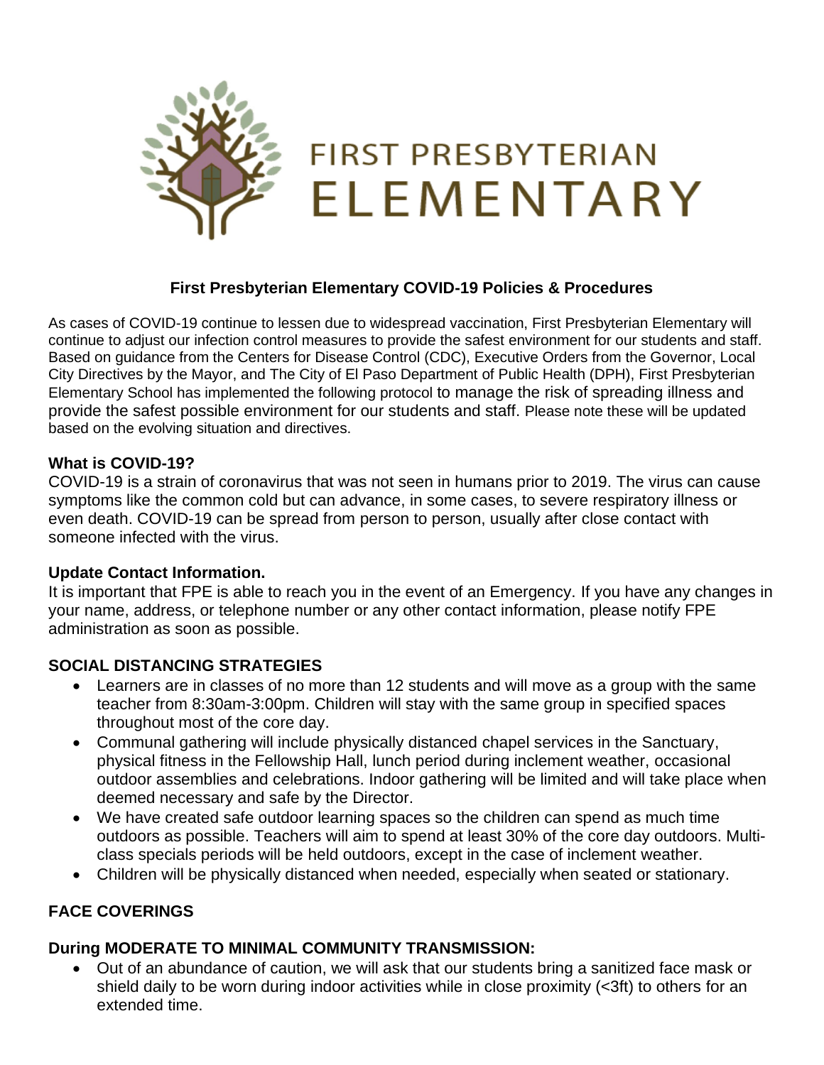# FIRST PRESBYTERIAN ELEMENTARY

## First Presbyterian Elementary COVID-19 Policies & Procedures

As cases of COVID-19 continue to lessen due to widespread vaccination, First Presbyterian Elementary will continue to adjust our infection control measures to provide the safest environment for our students and staff. Based on guidance from the Centers for Disease Control (CDC), Executive Orders from the Governor, Local City Directives by the Mayor, and The City of El Paso Department of Public Health (DPH), First Presbyterian Elementary School has implemented the following protocol to manage the risk of spreading illness and provide the safest possible environment for our students and staff. Please note these will be updated based on the evolving situation and directives.

### What is COVID-19?

COVID-19 is a strain of coronavirus that was not seen in humans prior to 2019. The virus can cause symptoms like the common cold but can advance, in some cases, to severe respiratory illness or even death. COVID-19 can be spread from person to person, usually after close contact with someone infected with the virus.

### Update Contact Information.

It is important that FPE is able to reach you in the event of an Emergency. If you have any changes in your name, address, or telephone number or any other contact information, please notify FPE administration as soon as possible.

### SOCIAL DISTANCING STRATEGIES

- Learners are in classes of no more than 12 students and will move as a group with the same teacher from 8:30am-3:00pm. Children will stay with the same group in specified spaces throughout most of the core day.
- Communal gathering will include physically distanced chapel services in the Sanctuary, physical fitness in the Fellowship Hall, lunch period during inclement weather, occasional outdoor assemblies and celebrations. Indoor gathering will be limited and will take place when deemed necessary and safe by the Director.
- We have created safe outdoor learning spaces so the children can spend as much time outdoors as possible. Teachers will aim to spend at least 30% of the core day outdoors. Multi-class specials periods will be held outdoors, except in the case of inclement weather.
- Children will be physically distanced when needed, especially when seated or stationary.

### FACE COVERINGS

### During MODERATE TO MINIMAL COMMUNITY TRANSMISSION:

- Out of an abundance of caution, we will ask that our students bring a sanitized face mask or shield daily to be worn during indoor activities while in close proximity (<3ft) to others for an extended time.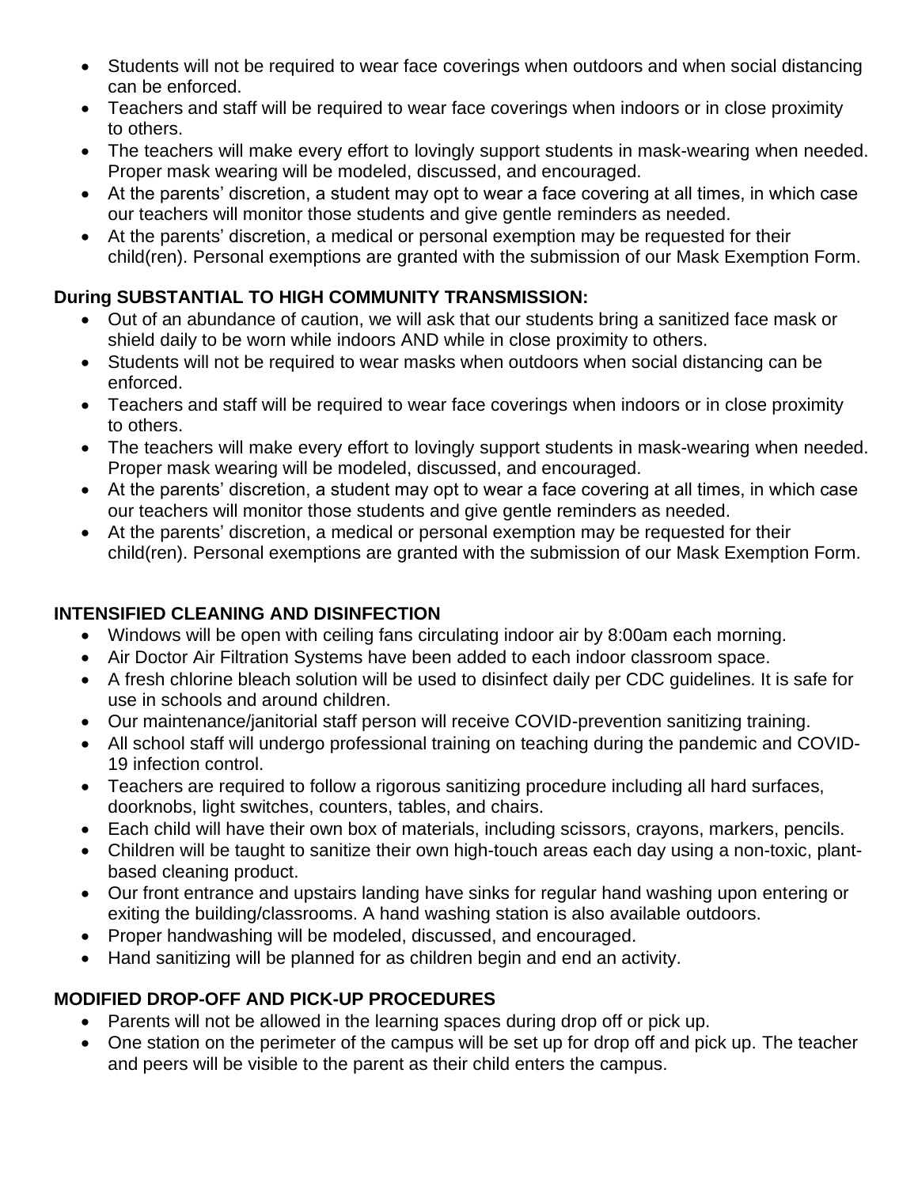- Students will not be required to wear face coverings when outdoors and when social distancing can be enforced.
- Teachers and staff will be required to wear face coverings when indoors or in close proximity to others.
- The teachers will make every effort to lovingly support students in mask-wearing when needed. Proper mask wearing will be modeled, discussed, and encouraged.
- At the parents' discretion, a student may opt to wear a face covering at all times, in which case our teachers will monitor those students and give gentle reminders as needed.
- At the parents' discretion, a medical or personal exemption may be requested for their child(ren). Personal exemptions are granted with the submission of our Mask Exemption Form.

**During SUBSTANTIAL TO HIGH COMMUNITY TRANSMISSION:**

- Out of an abundance of caution, we will ask that our students bring a sanitized face mask or shield daily to be worn while indoors AND while in close proximity to others.
- Students will not be required to wear masks when outdoors when social distancing can be enforced.
- Teachers and staff will be required to wear face coverings when indoors or in close proximity to others.
- The teachers will make every effort to lovingly support students in mask-wearing when needed. Proper mask wearing will be modeled, discussed, and encouraged.
- At the parents' discretion, a student may opt to wear a face covering at all times, in which case our teachers will monitor those students and give gentle reminders as needed.
- At the parents' discretion, a medical or personal exemption may be requested for their child(ren). Personal exemptions are granted with the submission of our Mask Exemption Form.

**INTENSIFIED CLEANING AND DISINFECTION**

- Windows will be open with ceiling fans circulating indoor air by 8:00am each morning.
- Air Doctor Air Filtration Systems have been added to each indoor classroom space.
- A fresh chlorine bleach solution will be used to disinfect daily per CDC guidelines. It is safe for use in schools and around children.
- Our maintenance/janitorial staff person will receive COVID-prevention sanitizing training.
- All school staff will undergo professional training on teaching during the pandemic and COVID-19 infection control.
- Teachers are required to follow a rigorous sanitizing procedure including all hard surfaces, doorknobs, light switches, counters, tables, and chairs.
- Each child will have their own box of materials, including scissors, crayons, markers, pencils.
- Children will be taught to sanitize their own high-touch areas each day using a non-toxic, plant-based cleaning product.
- Our front entrance and upstairs landing have sinks for regular hand washing upon entering or exiting the building/classrooms. A hand washing station is also available outdoors.
- Proper handwashing will be modeled, discussed, and encouraged.
- Hand sanitizing will be planned for as children begin and end an activity.

**MODIFIED DROP-OFF AND PICK-UP PROCEDURES**

- Parents will not be allowed in the learning spaces during drop off or pick up.
- One station on the perimeter of the campus will be set up for drop off and pick up. The teacher and peers will be visible to the parent as their child enters the campus.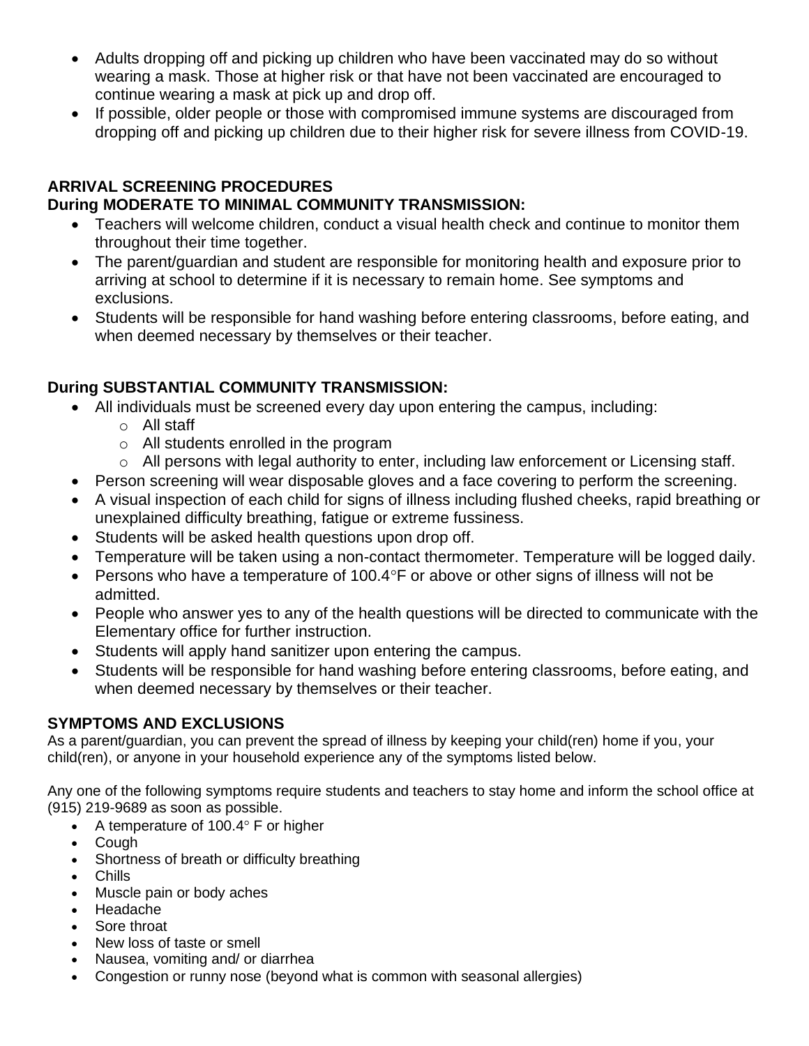- Adults dropping off and picking up children who have been vaccinated may do so without wearing a mask. Those at higher risk or that have not been vaccinated are encouraged to continue wearing a mask at pick up and drop off.
- If possible, older people or those with compromised immune systems are discouraged from dropping off and picking up children due to their higher risk for severe illness from COVID-19.

**ARRIVAL SCREENING PROCEDURES**
**During MODERATE TO MINIMAL COMMUNITY TRANSMISSION:**

- Teachers will welcome children, conduct a visual health check and continue to monitor them throughout their time together.
- The parent/guardian and student are responsible for monitoring health and exposure prior to arriving at school to determine if it is necessary to remain home. See symptoms and exclusions.
- Students will be responsible for hand washing before entering classrooms, before eating, and when deemed necessary by themselves or their teacher.

**During SUBSTANTIAL COMMUNITY TRANSMISSION:**

- All individuals must be screened every day upon entering the campus, including:
  - All staff
  - All students enrolled in the program
  - All persons with legal authority to enter, including law enforcement or Licensing staff.
- Person screening will wear disposable gloves and a face covering to perform the screening.
- A visual inspection of each child for signs of illness including flushed cheeks, rapid breathing or unexplained difficulty breathing, fatigue or extreme fussiness.
- Students will be asked health questions upon drop off.
- Temperature will be taken using a non-contact thermometer. Temperature will be logged daily.
- Persons who have a temperature of 100.4°F or above or other signs of illness will not be admitted.
- People who answer yes to any of the health questions will be directed to communicate with the Elementary office for further instruction.
- Students will apply hand sanitizer upon entering the campus.
- Students will be responsible for hand washing before entering classrooms, before eating, and when deemed necessary by themselves or their teacher.

**SYMPTOMS AND EXCLUSIONS**

As a parent/guardian, you can prevent the spread of illness by keeping your child(ren) home if you, your child(ren), or anyone in your household experience any of the symptoms listed below.

Any one of the following symptoms require students and teachers to stay home and inform the school office at (915) 219-9689 as soon as possible.

- A temperature of 100.4° F or higher
- Cough
- Shortness of breath or difficulty breathing
- Chills
- Muscle pain or body aches
- Headache
- Sore throat
- New loss of taste or smell
- Nausea, vomiting and/ or diarrhea
- Congestion or runny nose (beyond what is common with seasonal allergies)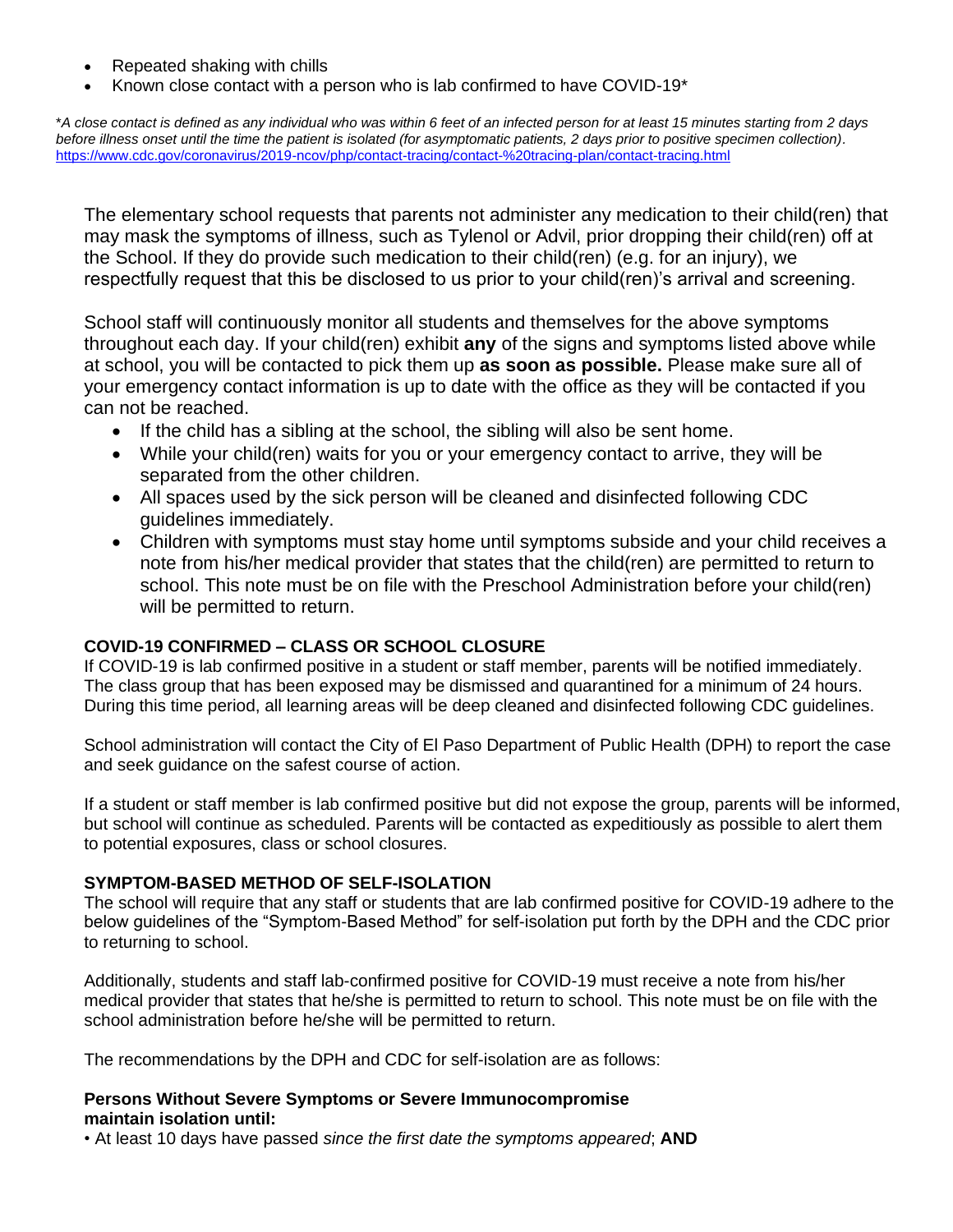- Repeated shaking with chills
- Known close contact with a person who is lab confirmed to have COVID-19*

*\*A close contact is defined as any individual who was within 6 feet of an infected person for at least 15 minutes starting from 2 days before illness onset until the time the patient is isolated (for asymptomatic patients, 2 days prior to positive specimen collection).* https://www.cdc.gov/coronavirus/2019-ncov/php/contact-tracing/contact-%20tracing-plan/contact-tracing.html

The elementary school requests that parents not administer any medication to their child(ren) that may mask the symptoms of illness, such as Tylenol or Advil, prior dropping their child(ren) off at the School. If they do provide such medication to their child(ren) (e.g. for an injury), we respectfully request that this be disclosed to us prior to your child(ren)'s arrival and screening.

School staff will continuously monitor all students and themselves for the above symptoms throughout each day. If your child(ren) exhibit **any** of the signs and symptoms listed above while at school, you will be contacted to pick them up **as soon as possible.** Please make sure all of your emergency contact information is up to date with the office as they will be contacted if you can not be reached.

- If the child has a sibling at the school, the sibling will also be sent home.
- While your child(ren) waits for you or your emergency contact to arrive, they will be separated from the other children.
- All spaces used by the sick person will be cleaned and disinfected following CDC guidelines immediately.
- Children with symptoms must stay home until symptoms subside and your child receives a note from his/her medical provider that states that the child(ren) are permitted to return to school. This note must be on file with the Preschool Administration before your child(ren) will be permitted to return.

**COVID-19 CONFIRMED – CLASS OR SCHOOL CLOSURE**

If COVID-19 is lab confirmed positive in a student or staff member, parents will be notified immediately. The class group that has been exposed may be dismissed and quarantined for a minimum of 24 hours. During this time period, all learning areas will be deep cleaned and disinfected following CDC guidelines.

School administration will contact the City of El Paso Department of Public Health (DPH) to report the case and seek guidance on the safest course of action.

If a student or staff member is lab confirmed positive but did not expose the group, parents will be informed, but school will continue as scheduled. Parents will be contacted as expeditiously as possible to alert them to potential exposures, class or school closures.

**SYMPTOM-BASED METHOD OF SELF-ISOLATION**

The school will require that any staff or students that are lab confirmed positive for COVID-19 adhere to the below guidelines of the "Symptom-Based Method" for self-isolation put forth by the DPH and the CDC prior to returning to school.

Additionally, students and staff lab-confirmed positive for COVID-19 must receive a note from his/her medical provider that states that he/she is permitted to return to school. This note must be on file with the school administration before he/she will be permitted to return.

The recommendations by the DPH and CDC for self-isolation are as follows:

**Persons Without Severe Symptoms or Severe Immunocompromise maintain isolation until:**

• At least 10 days have passed *since the first date the symptoms appeared*; **AND**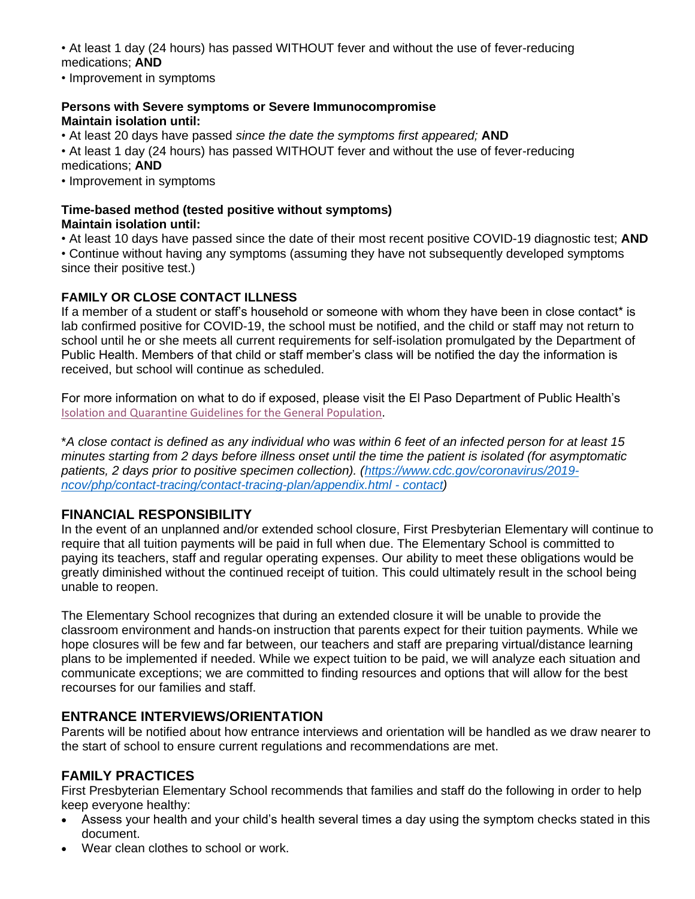- At least 1 day (24 hours) has passed WITHOUT fever and without the use of fever-reducing medications; **AND**
- Improvement in symptoms

**Persons with Severe symptoms or Severe Immunocompromise**
**Maintain isolation until:**

- At least 20 days have passed *since the date the symptoms first appeared;* **AND**
- At least 1 day (24 hours) has passed WITHOUT fever and without the use of fever-reducing medications; **AND**
- Improvement in symptoms

**Time-based method (tested positive without symptoms)**
**Maintain isolation until:**

- At least 10 days have passed since the date of their most recent positive COVID-19 diagnostic test; **AND**
- Continue without having any symptoms (assuming they have not subsequently developed symptoms since their positive test.)

**FAMILY OR CLOSE CONTACT ILLNESS**

If a member of a student or staff's household or someone with whom they have been in close contact* is lab confirmed positive for COVID-19, the school must be notified, and the child or staff may not return to school until he or she meets all current requirements for self-isolation promulgated by the Department of Public Health. Members of that child or staff member's class will be notified the day the information is received, but school will continue as scheduled.

For more information on what to do if exposed, please visit the El Paso Department of Public Health's Isolation and Quarantine Guidelines for the General Population.

**A close contact is defined as any individual who was within 6 feet of an infected person for at least 15 minutes starting from 2 days before illness onset until the time the patient is isolated (for asymptomatic patients, 2 days prior to positive specimen collection). (https://www.cdc.gov/coronavirus/2019-ncov/php/contact-tracing/contact-tracing-plan/appendix.html - contact)*

## FINANCIAL RESPONSIBILITY

In the event of an unplanned and/or extended school closure, First Presbyterian Elementary will continue to require that all tuition payments will be paid in full when due. The Elementary School is committed to paying its teachers, staff and regular operating expenses. Our ability to meet these obligations would be greatly diminished without the continued receipt of tuition. This could ultimately result in the school being unable to reopen.

The Elementary School recognizes that during an extended closure it will be unable to provide the classroom environment and hands-on instruction that parents expect for their tuition payments. While we hope closures will be few and far between, our teachers and staff are preparing virtual/distance learning plans to be implemented if needed. While we expect tuition to be paid, we will analyze each situation and communicate exceptions; we are committed to finding resources and options that will allow for the best recourses for our families and staff.

## ENTRANCE INTERVIEWS/ORIENTATION

Parents will be notified about how entrance interviews and orientation will be handled as we draw nearer to the start of school to ensure current regulations and recommendations are met.

## FAMILY PRACTICES

First Presbyterian Elementary School recommends that families and staff do the following in order to help keep everyone healthy:

- Assess your health and your child's health several times a day using the symptom checks stated in this document.
- Wear clean clothes to school or work.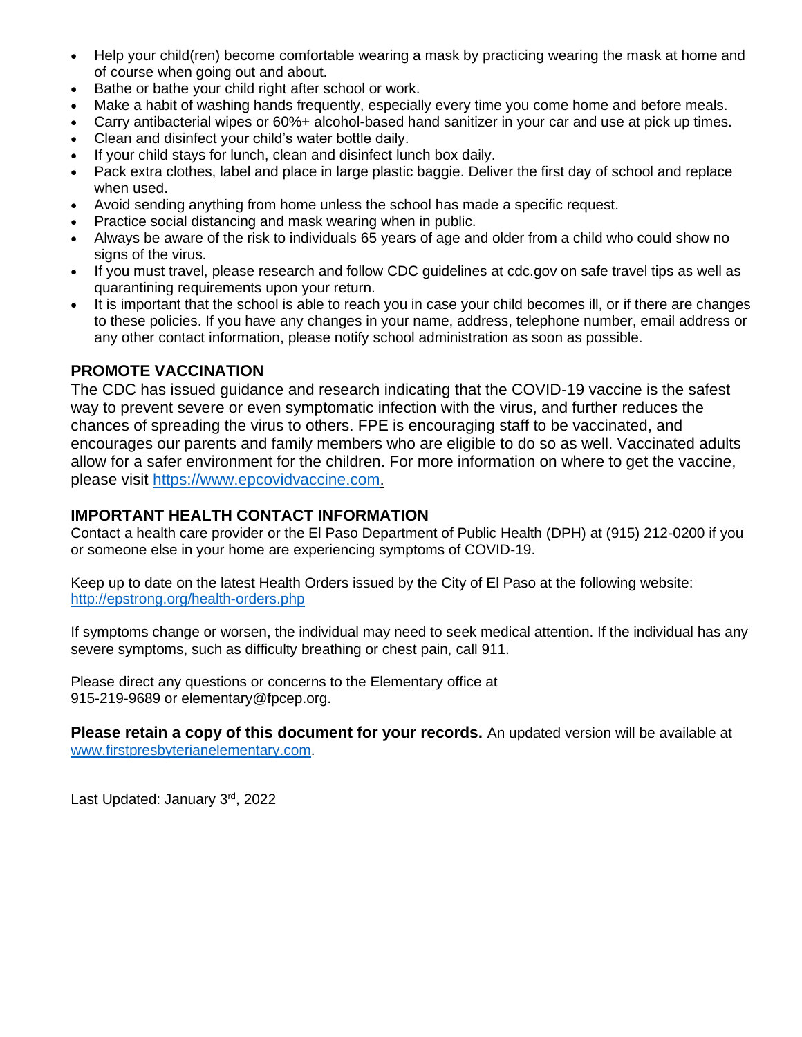- Help your child(ren) become comfortable wearing a mask by practicing wearing the mask at home and of course when going out and about.
- Bathe or bathe your child right after school or work.
- Make a habit of washing hands frequently, especially every time you come home and before meals.
- Carry antibacterial wipes or 60%+ alcohol-based hand sanitizer in your car and use at pick up times.
- Clean and disinfect your child's water bottle daily.
- If your child stays for lunch, clean and disinfect lunch box daily.
- Pack extra clothes, label and place in large plastic baggie. Deliver the first day of school and replace when used.
- Avoid sending anything from home unless the school has made a specific request.
- Practice social distancing and mask wearing when in public.
- Always be aware of the risk to individuals 65 years of age and older from a child who could show no signs of the virus.
- If you must travel, please research and follow CDC guidelines at cdc.gov on safe travel tips as well as quarantining requirements upon your return.
- It is important that the school is able to reach you in case your child becomes ill, or if there are changes to these policies. If you have any changes in your name, address, telephone number, email address or any other contact information, please notify school administration as soon as possible.

## PROMOTE VACCINATION

The CDC has issued guidance and research indicating that the COVID-19 vaccine is the safest way to prevent severe or even symptomatic infection with the virus, and further reduces the chances of spreading the virus to others. FPE is encouraging staff to be vaccinated, and encourages our parents and family members who are eligible to do so as well. Vaccinated adults allow for a safer environment for the children. For more information on where to get the vaccine, please visit https://www.epcovidvaccine.com.

## IMPORTANT HEALTH CONTACT INFORMATION

Contact a health care provider or the El Paso Department of Public Health (DPH) at (915) 212-0200 if you or someone else in your home are experiencing symptoms of COVID-19.

Keep up to date on the latest Health Orders issued by the City of El Paso at the following website: http://epstrong.org/health-orders.php

If symptoms change or worsen, the individual may need to seek medical attention. If the individual has any severe symptoms, such as difficulty breathing or chest pain, call 911.

Please direct any questions or concerns to the Elementary office at 915-219-9689 or elementary@fpcep.org.

**Please retain a copy of this document for your records.** An updated version will be available at www.firstpresbyterianelementary.com.

Last Updated: January 3rd, 2022